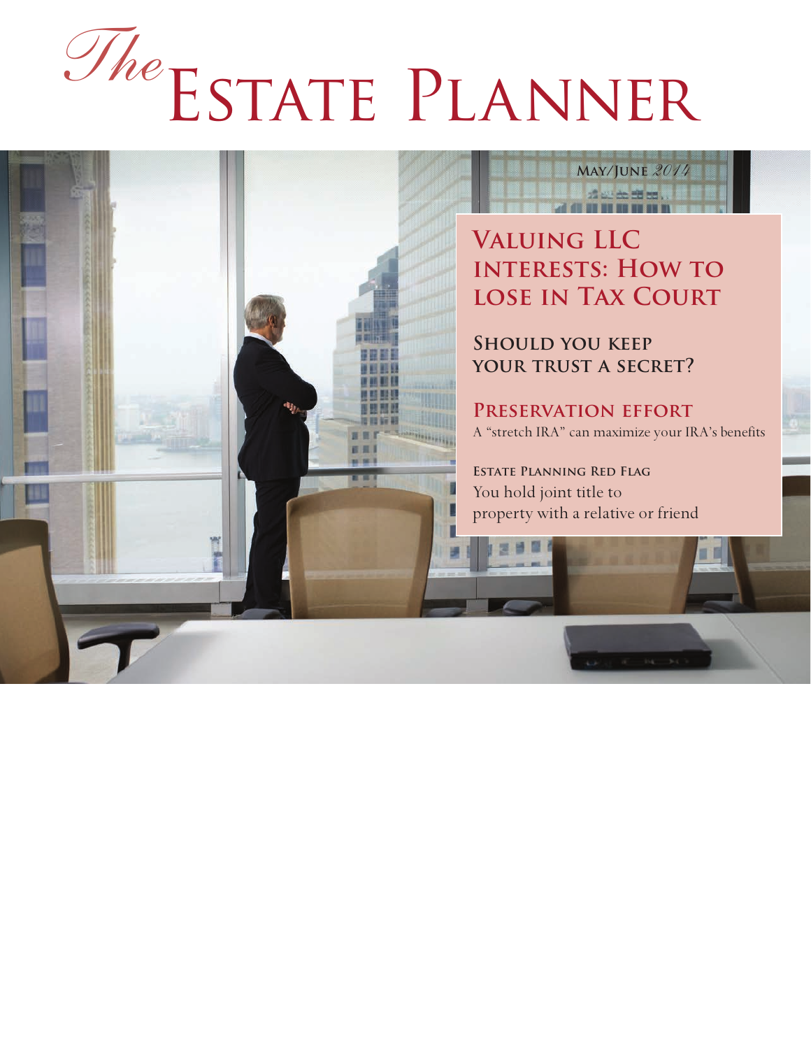# *The* Estate Planner

**May/June** *2014*

## Valuing LLC interests: How to lose in Tax Court

## Should you keep your trust a secret?

## Preservation effort

A "stretch IRA" can maximize your IRA's benefits

**Estate Planning Red Flag**

You hold joint title to property with a relative or friend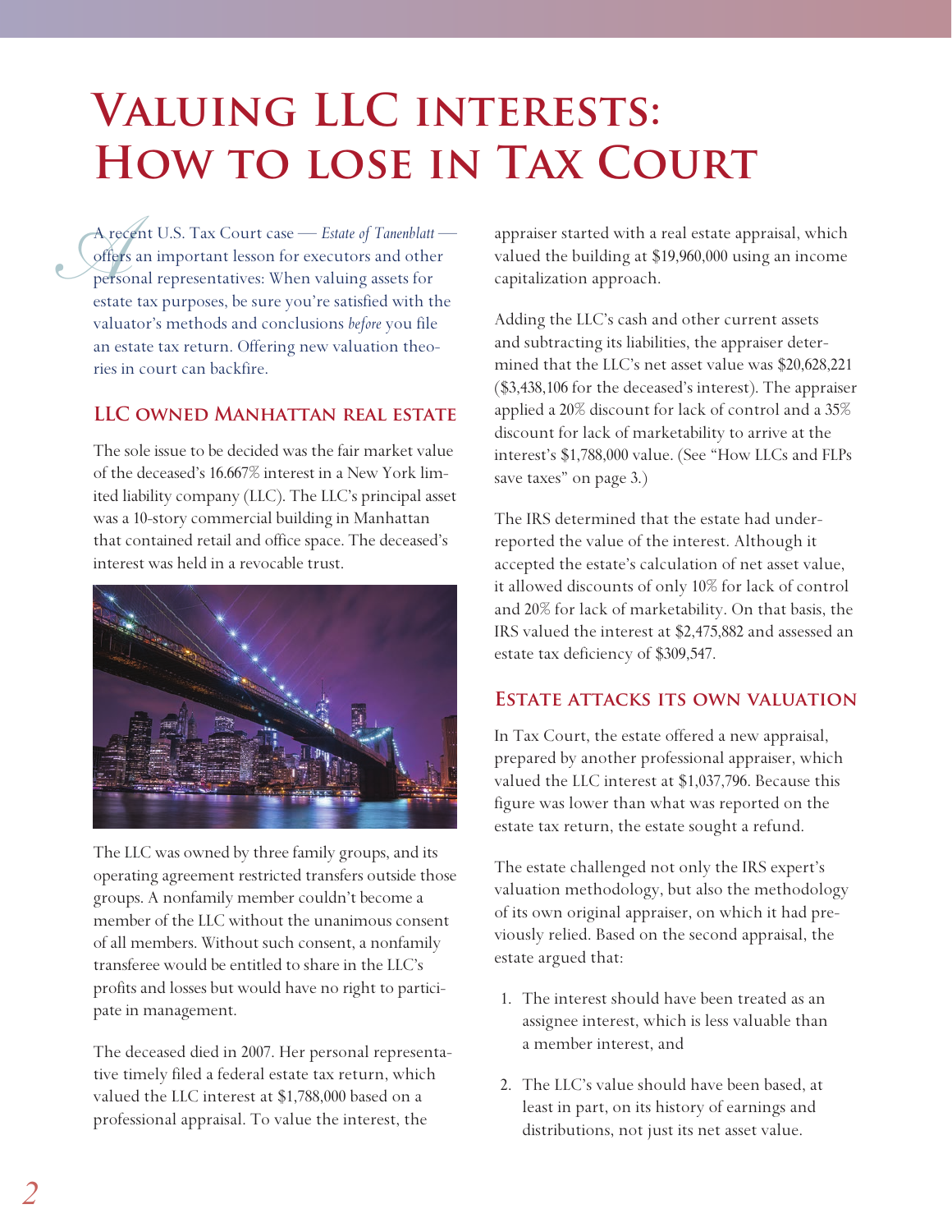# Valuing LLC interests: How to lose in Tax Court

A recent U.S. Tax Court case — *Estate of Tanenblatt* — offers an important lesson for executors and other personal representatives: When valuing assets for estate tax purposes, be sure you're satisfied with the valuator's methods and conclusions *before* you file an estate tax return. Offering new valuation theories in court can backfire.

## LLC owned Manhattan real estate

The sole issue to be decided was the fair market value of the deceased's 16.667% interest in a New York limited liability company (LLC). The LLC's principal asset was a 10-story commercial building in Manhattan that contained retail and office space. The deceased's interest was held in a revocable trust.

The LLC was owned by three family groups, and its operating agreement restricted transfers outside those groups. A nonfamily member couldn't become a member of the LLC without the unanimous consent of all members. Without such consent, a nonfamily transferee would be entitled to share in the LLC's profits and losses but would have no right to participate in management.

The deceased died in 2007. Her personal representative timely filed a federal estate tax return, which valued the LLC interest at $1,788,000 based on a professional appraisal. To value the interest, the appraiser started with a real estate appraisal, which valued the building at $19,960,000 using an income capitalization approach.

Adding the LLC's cash and other current assets and subtracting its liabilities, the appraiser determined that the LLC's net asset value was $20,628,221 ($3,438,106 for the deceased's interest). The appraiser applied a 20% discount for lack of control and a 35% discount for lack of marketability to arrive at the interest's $1,788,000 value. (See "How LLCs and FLPs save taxes" on page 3.)

The IRS determined that the estate had underreported the value of the interest. Although it accepted the estate's calculation of net asset value, it allowed discounts of only 10% for lack of control and 20% for lack of marketability. On that basis, the IRS valued the interest at $2,475,882 and assessed an estate tax deficiency of $309,547.

## Estate attacks its own valuation

In Tax Court, the estate offered a new appraisal, prepared by another professional appraiser, which valued the LLC interest at $1,037,796. Because this figure was lower than what was reported on the estate tax return, the estate sought a refund.

The estate challenged not only the IRS expert's valuation methodology, but also the methodology of its own original appraiser, on which it had previously relied. Based on the second appraisal, the estate argued that:

1. The interest should have been treated as an assignee interest, which is less valuable than a member interest, and
2. The LLC's value should have been based, at least in part, on its history of earnings and distributions, not just its net asset value.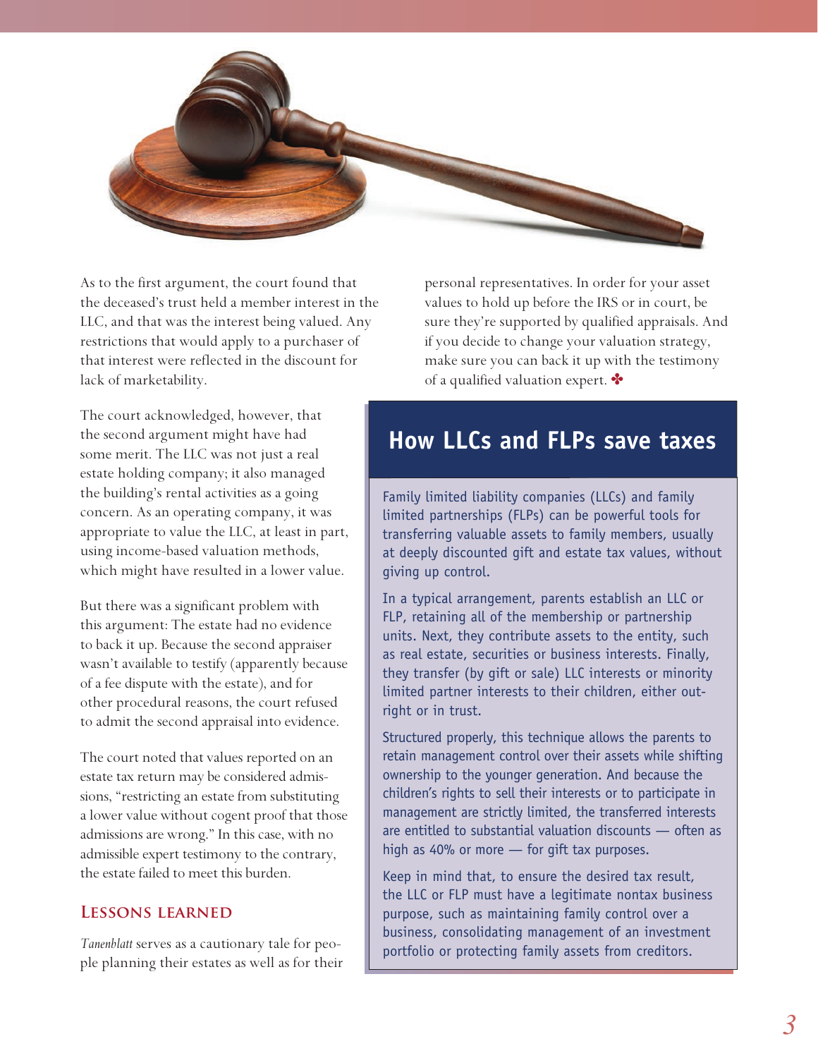As to the first argument, the court found that the deceased's trust held a member interest in the LLC, and that was the interest being valued. Any restrictions that would apply to a purchaser of that interest were reflected in the discount for lack of marketability.

The court acknowledged, however, that the second argument might have had some merit. The LLC was not just a real estate holding company; it also managed the building's rental activities as a going concern. As an operating company, it was appropriate to value the LLC, at least in part, using income-based valuation methods, which might have resulted in a lower value.

But there was a significant problem with this argument: The estate had no evidence to back it up. Because the second appraiser wasn't available to testify (apparently because of a fee dispute with the estate), and for other procedural reasons, the court refused to admit the second appraisal into evidence.

The court noted that values reported on an estate tax return may be considered admissions, "restricting an estate from substituting a lower value without cogent proof that those admissions are wrong." In this case, with no admissible expert testimony to the contrary, the estate failed to meet this burden.

## Lessons learned

*Tanenblatt* serves as a cautionary tale for people planning their estates as well as for their personal representatives. In order for your asset values to hold up before the IRS or in court, be sure they're supported by qualified appraisals. And if you decide to change your valuation strategy, make sure you can back it up with the testimony of a qualified valuation expert.

## How LLCs and FLPs save taxes

Family limited liability companies (LLCs) and family limited partnerships (FLPs) can be powerful tools for transferring valuable assets to family members, usually at deeply discounted gift and estate tax values, without giving up control.

In a typical arrangement, parents establish an LLC or FLP, retaining all of the membership or partnership units. Next, they contribute assets to the entity, such as real estate, securities or business interests. Finally, they transfer (by gift or sale) LLC interests or minority limited partner interests to their children, either outright or in trust.

Structured properly, this technique allows the parents to retain management control over their assets while shifting ownership to the younger generation. And because the children's rights to sell their interests or to participate in management are strictly limited, the transferred interests are entitled to substantial valuation discounts — often as high as 40% or more — for gift tax purposes.

Keep in mind that, to ensure the desired tax result, the LLC or FLP must have a legitimate nontax business purpose, such as maintaining family control over a business, consolidating management of an investment portfolio or protecting family assets from creditors.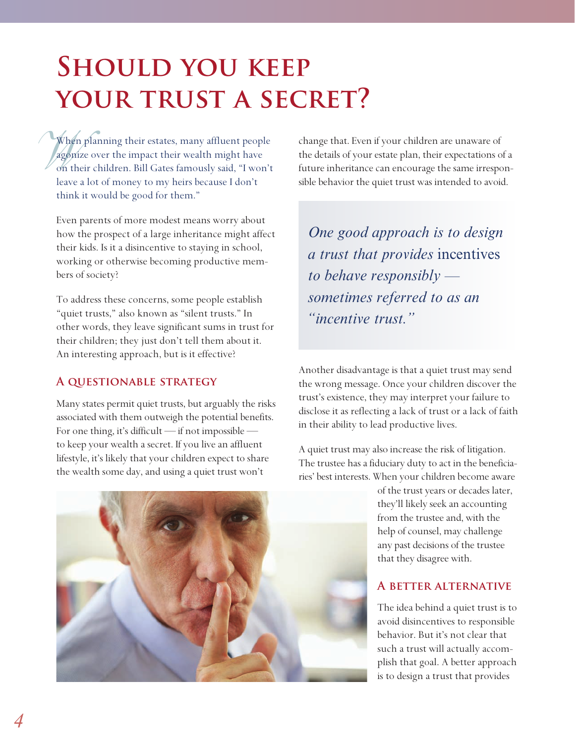# Should you keep your trust a secret?

When planning their estates, many affluent people agonize over the impact their wealth might have on their children. Bill Gates famously said, "I won't leave a lot of money to my heirs because I don't think it would be good for them."

Even parents of more modest means worry about how the prospect of a large inheritance might affect their kids. Is it a disincentive to staying in school, working or otherwise becoming productive members of society?

To address these concerns, some people establish "quiet trusts," also known as "silent trusts." In other words, they leave significant sums in trust for their children; they just don't tell them about it. An interesting approach, but is it effective?

## A questionable strategy

Many states permit quiet trusts, but arguably the risks associated with them outweigh the potential benefits. For one thing, it's difficult — if not impossible — to keep your wealth a secret. If you live an affluent lifestyle, it's likely that your children expect to share the wealth some day, and using a quiet trust won't change that. Even if your children are unaware of the details of your estate plan, their expectations of a future inheritance can encourage the same irresponsible behavior the quiet trust was intended to avoid.

> *One good approach is to design a trust that provides* incentives *to behave responsibly — sometimes referred to as an "incentive trust."*

Another disadvantage is that a quiet trust may send the wrong message. Once your children discover the trust's existence, they may interpret your failure to disclose it as reflecting a lack of trust or a lack of faith in their ability to lead productive lives.

A quiet trust may also increase the risk of litigation. The trustee has a fiduciary duty to act in the beneficiaries' best interests. When your children become aware of the trust years or decades later, they'll likely seek an accounting from the trustee and, with the help of counsel, may challenge any past decisions of the trustee that they disagree with.

## A better alternative

The idea behind a quiet trust is to avoid disincentives to responsible behavior. But it's not clear that such a trust will actually accomplish that goal. A better approach is to design a trust that provides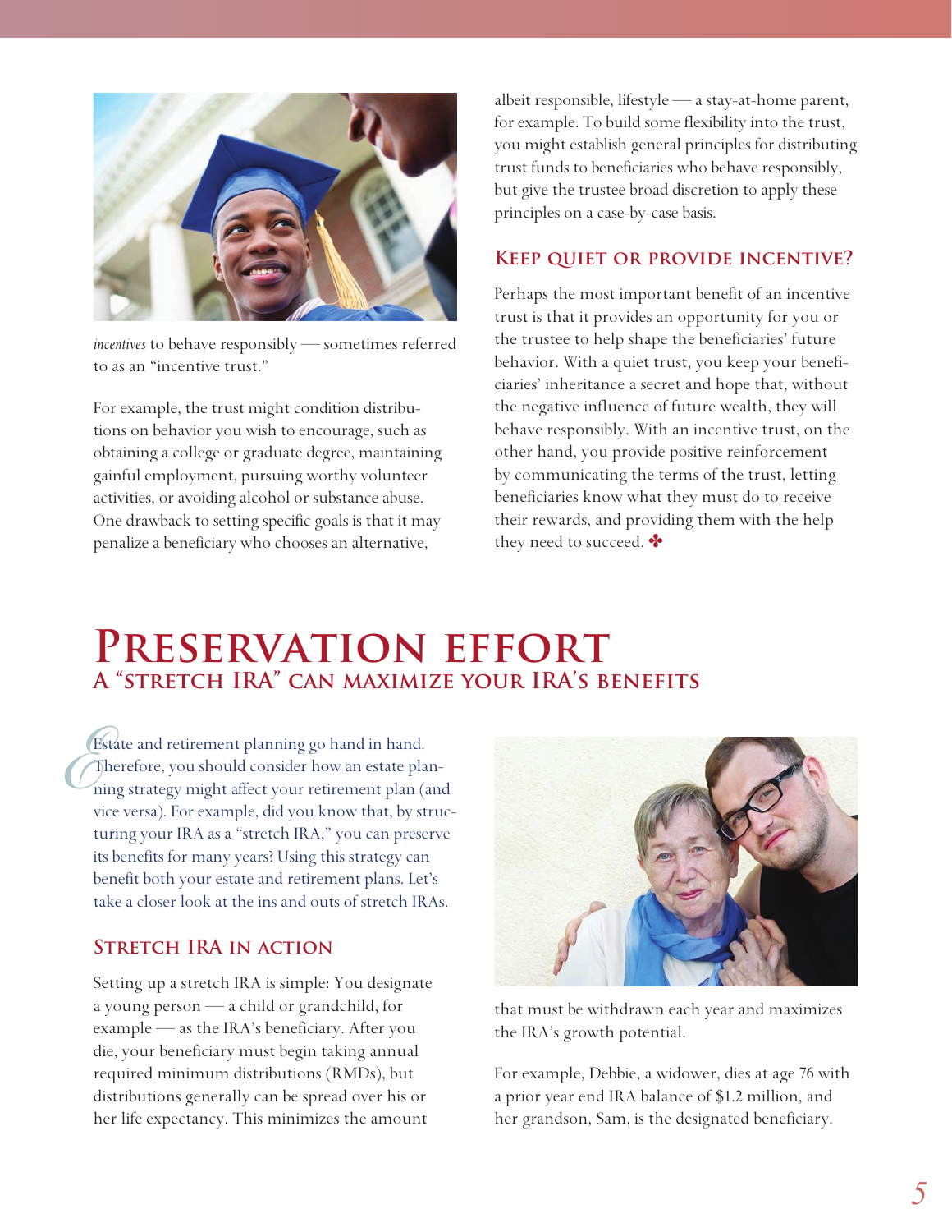*incentives* to behave responsibly — sometimes referred to as an "incentive trust."

For example, the trust might condition distributions on behavior you wish to encourage, such as obtaining a college or graduate degree, maintaining gainful employment, pursuing worthy volunteer activities, or avoiding alcohol or substance abuse. One drawback to setting specific goals is that it may penalize a beneficiary who chooses an alternative, albeit responsible, lifestyle — a stay-at-home parent, for example. To build some flexibility into the trust, you might establish general principles for distributing trust funds to beneficiaries who behave responsibly, but give the trustee broad discretion to apply these principles on a case-by-case basis.

### Keep quiet or provide incentive?

Perhaps the most important benefit of an incentive trust is that it provides an opportunity for you or the trustee to help shape the beneficiaries' future behavior. With a quiet trust, you keep your beneficiaries' inheritance a secret and hope that, without the negative influence of future wealth, they will behave responsibly. With an incentive trust, on the other hand, you provide positive reinforcement by communicating the terms of the trust, letting beneficiaries know what they must do to receive their rewards, and providing them with the help they need to succeed. ✤

# Preservation effort

## A "stretch IRA" can maximize your IRA's benefits

Estate and retirement planning go hand in hand. Therefore, you should consider how an estate planning strategy might affect your retirement plan (and vice versa). For example, did you know that, by structuring your IRA as a "stretch IRA," you can preserve its benefits for many years? Using this strategy can benefit both your estate and retirement plans. Let's take a closer look at the ins and outs of stretch IRAs.

### Stretch IRA in action

Setting up a stretch IRA is simple: You designate a young person — a child or grandchild, for example — as the IRA's beneficiary. After you die, your beneficiary must begin taking annual required minimum distributions (RMDs), but distributions generally can be spread over his or her life expectancy. This minimizes the amount that must be withdrawn each year and maximizes the IRA's growth potential.

For example, Debbie, a widower, dies at age 76 with a prior year end IRA balance of $1.2 million, and her grandson, Sam, is the designated beneficiary.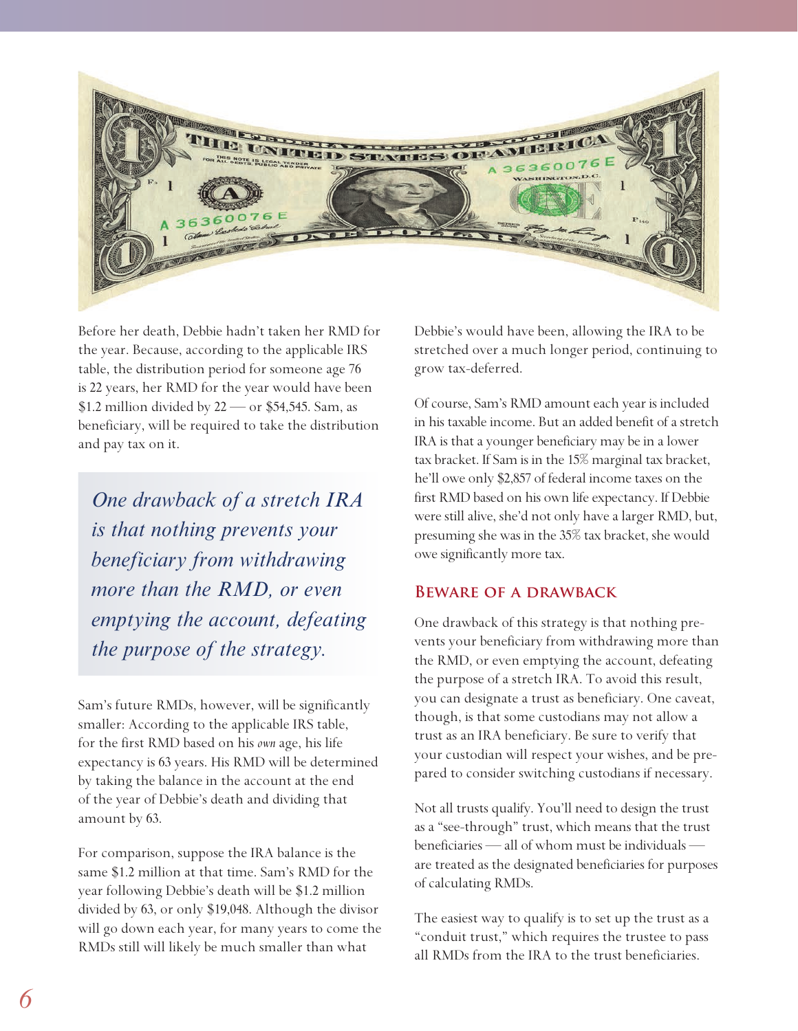Before her death, Debbie hadn't taken her RMD for the year. Because, according to the applicable IRS table, the distribution period for someone age 76 is 22 years, her RMD for the year would have been $1.2 million divided by 22 — or $54,545. Sam, as beneficiary, will be required to take the distribution and pay tax on it.

> *One drawback of a stretch IRA is that nothing prevents your beneficiary from withdrawing more than the RMD, or even emptying the account, defeating the purpose of the strategy.*

Sam's future RMDs, however, will be significantly smaller: According to the applicable IRS table, for the first RMD based on his *own* age, his life expectancy is 63 years. His RMD will be determined by taking the balance in the account at the end of the year of Debbie's death and dividing that amount by 63.

For comparison, suppose the IRA balance is the same $1.2 million at that time. Sam's RMD for the year following Debbie's death will be $1.2 million divided by 63, or only $19,048. Although the divisor will go down each year, for many years to come the RMDs still will likely be much smaller than what Debbie's would have been, allowing the IRA to be stretched over a much longer period, continuing to grow tax-deferred.

Of course, Sam's RMD amount each year is included in his taxable income. But an added benefit of a stretch IRA is that a younger beneficiary may be in a lower tax bracket. If Sam is in the 15% marginal tax bracket, he'll owe only $2,857 of federal income taxes on the first RMD based on his own life expectancy. If Debbie were still alive, she'd not only have a larger RMD, but, presuming she was in the 35% tax bracket, she would owe significantly more tax.

## Beware of a drawback

One drawback of this strategy is that nothing prevents your beneficiary from withdrawing more than the RMD, or even emptying the account, defeating the purpose of a stretch IRA. To avoid this result, you can designate a trust as beneficiary. One caveat, though, is that some custodians may not allow a trust as an IRA beneficiary. Be sure to verify that your custodian will respect your wishes, and be prepared to consider switching custodians if necessary.

Not all trusts qualify. You'll need to design the trust as a "see-through" trust, which means that the trust beneficiaries — all of whom must be individuals — are treated as the designated beneficiaries for purposes of calculating RMDs.

The easiest way to qualify is to set up the trust as a "conduit trust," which requires the trustee to pass all RMDs from the IRA to the trust beneficiaries.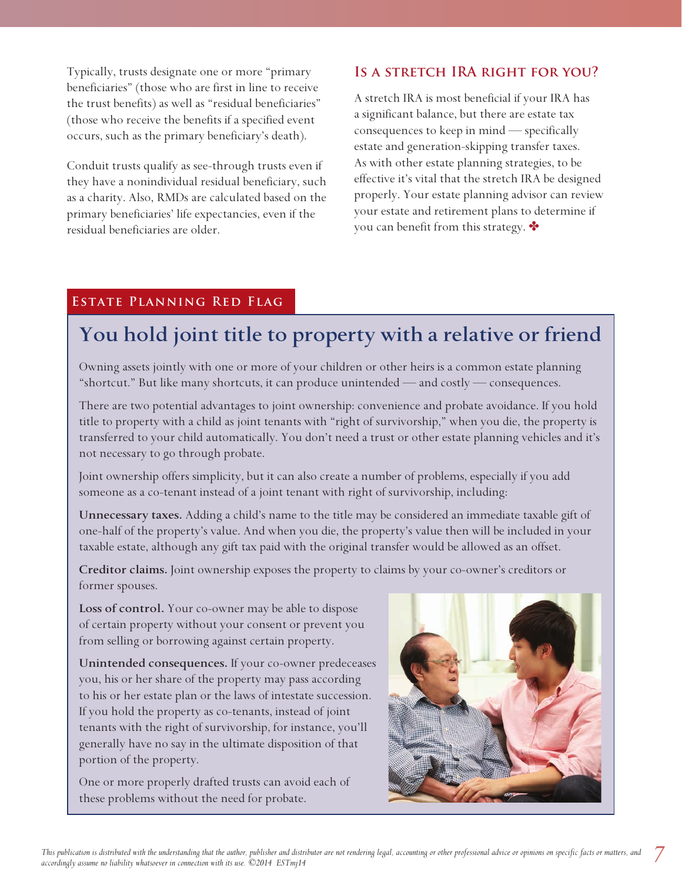Typically, trusts designate one or more "primary beneficiaries" (those who are first in line to receive the trust benefits) as well as "residual beneficiaries" (those who receive the benefits if a specified event occurs, such as the primary beneficiary's death).

Conduit trusts qualify as see-through trusts even if they have a nonindividual residual beneficiary, such as a charity. Also, RMDs are calculated based on the primary beneficiaries' life expectancies, even if the residual beneficiaries are older.

### Is a stretch IRA right for you?

A stretch IRA is most beneficial if your IRA has a significant balance, but there are estate tax consequences to keep in mind — specifically estate and generation-skipping transfer taxes. As with other estate planning strategies, to be effective it's vital that the stretch IRA be designed properly. Your estate planning advisor can review your estate and retirement plans to determine if you can benefit from this strategy. ✤

**Estate Planning Red Flag**

## You hold joint title to property with a relative or friend

Owning assets jointly with one or more of your children or other heirs is a common estate planning "shortcut." But like many shortcuts, it can produce unintended — and costly — consequences.

There are two potential advantages to joint ownership: convenience and probate avoidance. If you hold title to property with a child as joint tenants with "right of survivorship," when you die, the property is transferred to your child automatically. You don't need a trust or other estate planning vehicles and it's not necessary to go through probate.

Joint ownership offers simplicity, but it can also create a number of problems, especially if you add someone as a co-tenant instead of a joint tenant with right of survivorship, including:

**Unnecessary taxes.** Adding a child's name to the title may be considered an immediate taxable gift of one-half of the property's value. And when you die, the property's value then will be included in your taxable estate, although any gift tax paid with the original transfer would be allowed as an offset.

**Creditor claims.** Joint ownership exposes the property to claims by your co-owner's creditors or former spouses.

**Loss of control.** Your co-owner may be able to dispose of certain property without your consent or prevent you from selling or borrowing against certain property.

**Unintended consequences.** If your co-owner predeceases you, his or her share of the property may pass according to his or her estate plan or the laws of intestate succession. If you hold the property as co-tenants, instead of joint tenants with the right of survivorship, for instance, you'll generally have no say in the ultimate disposition of that portion of the property.

One or more properly drafted trusts can avoid each of these problems without the need for probate.

*This publication is distributed with the understanding that the author, publisher and distributor are not rendering legal, accounting or other professional advice or opinions on specific facts or matters, and accordingly assume no liability whatsoever in connection with its use. ©2014 ESTmj14*